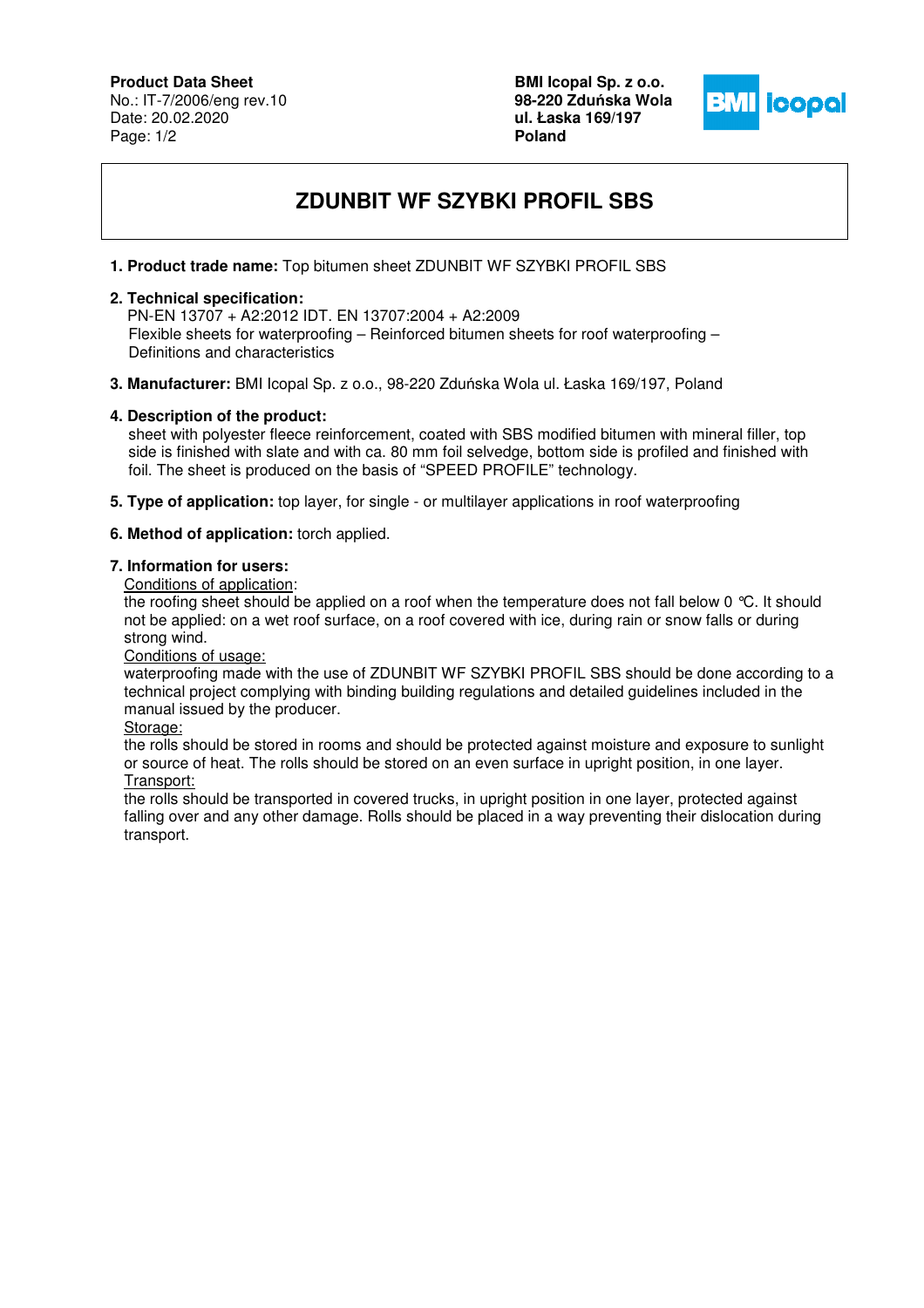**Product Data Sheet**
No.: IT-7/2006/eng rev.10
Date: 20.02.2020

**BMI Icopal Sp. z o.o.**
**98-220 Zduńska Wola**
**ul. Łaska 169/197**
**Poland**

# ZDUNBIT WF SZYBKI PROFIL SBS

1. **Product trade name:** Top bitumen sheet ZDUNBIT WF SZYBKI PROFIL SBS

2. **Technical specification:**
   PN-EN 13707 + A2:2012 IDT. EN 13707:2004 + A2:2009
   Flexible sheets for waterproofing – Reinforced bitumen sheets for roof waterproofing – Definitions and characteristics

3. **Manufacturer:** BMI Icopal Sp. z o.o., 98-220 Zduńska Wola ul. Łaska 169/197, Poland

4. **Description of the product:**
   sheet with polyester fleece reinforcement, coated with SBS modified bitumen with mineral filler, top side is finished with slate and with ca. 80 mm foil selvedge, bottom side is profiled and finished with foil. The sheet is produced on the basis of "SPEED PROFILE" technology.

5. **Type of application:** top layer, for single - or multilayer applications in roof waterproofing

6. **Method of application:** torch applied.

7. **Information for users:**
   Conditions of application:
   the roofing sheet should be applied on a roof when the temperature does not fall below 0 °C. It should not be applied: on a wet roof surface, on a roof covered with ice, during rain or snow falls or during strong wind.
   Conditions of usage:
   waterproofing made with the use of ZDUNBIT WF SZYBKI PROFIL SBS should be done according to a technical project complying with binding building regulations and detailed guidelines included in the manual issued by the producer.
   Storage:
   the rolls should be stored in rooms and should be protected against moisture and exposure to sunlight or source of heat. The rolls should be stored on an even surface in upright position, in one layer.
   Transport:
   the rolls should be transported in covered trucks, in upright position in one layer, protected against falling over and any other damage. Rolls should be placed in a way preventing their dislocation during transport.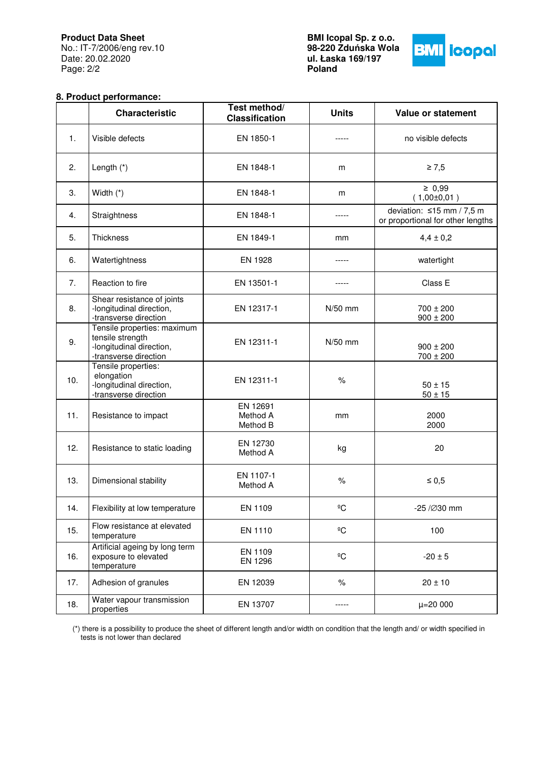## 8. Product performance:

| | Characteristic | Test method/ Classification | Units | Value or statement |
|---|---|---|---|---|
| 1. | Visible defects | EN 1850-1 | ----- | no visible defects |
| 2. | Length (*) | EN 1848-1 | m | ≥ 7,5 |
| 3. | Width (*) | EN 1848-1 | m | ≥ 0,99 ( 1,00±0,01 ) |
| 4. | Straightness | EN 1848-1 | ----- | deviation: ≤15 mm / 7,5 m or proportional for other lengths |
| 5. | Thickness | EN 1849-1 | mm | 4,4 ± 0,2 |
| 6. | Watertightness | EN 1928 | ----- | watertight |
| 7. | Reaction to fire | EN 13501-1 | ----- | Class E |
| 8. | Shear resistance of joints -longitudinal direction, -transverse direction | EN 12317-1 | N/50 mm | 700 ± 200<br>900 ± 200 |
| 9. | Tensile properties: maximum tensile strength -longitudinal direction, -transverse direction | EN 12311-1 | N/50 mm | 900 ± 200<br>700 ± 200 |
| 10. | Tensile properties: elongation -longitudinal direction, -transverse direction | EN 12311-1 | % | 50 ± 15<br>50 ± 15 |
| 11. | Resistance to impact | EN 12691 Method A Method B | mm | 2000<br>2000 |
| 12. | Resistance to static loading | EN 12730 Method A | kg | 20 |
| 13. | Dimensional stability | EN 1107-1 Method A | % | ≤ 0,5 |
| 14. | Flexibility at low temperature | EN 1109 | ºC | -25 /∅30 mm |
| 15. | Flow resistance at elevated temperature | EN 1110 | ºC | 100 |
| 16. | Artificial ageing by long term exposure to elevated temperature | EN 1109 EN 1296 | ºC | -20 ± 5 |
| 17. | Adhesion of granules | EN 12039 | % | 20 ± 10 |
| 18. | Water vapour transmission properties | EN 13707 | ----- | μ=20 000 |

(*) there is a possibility to produce the sheet of different length and/or width on condition that the length and/ or width specified in tests is not lower than declared